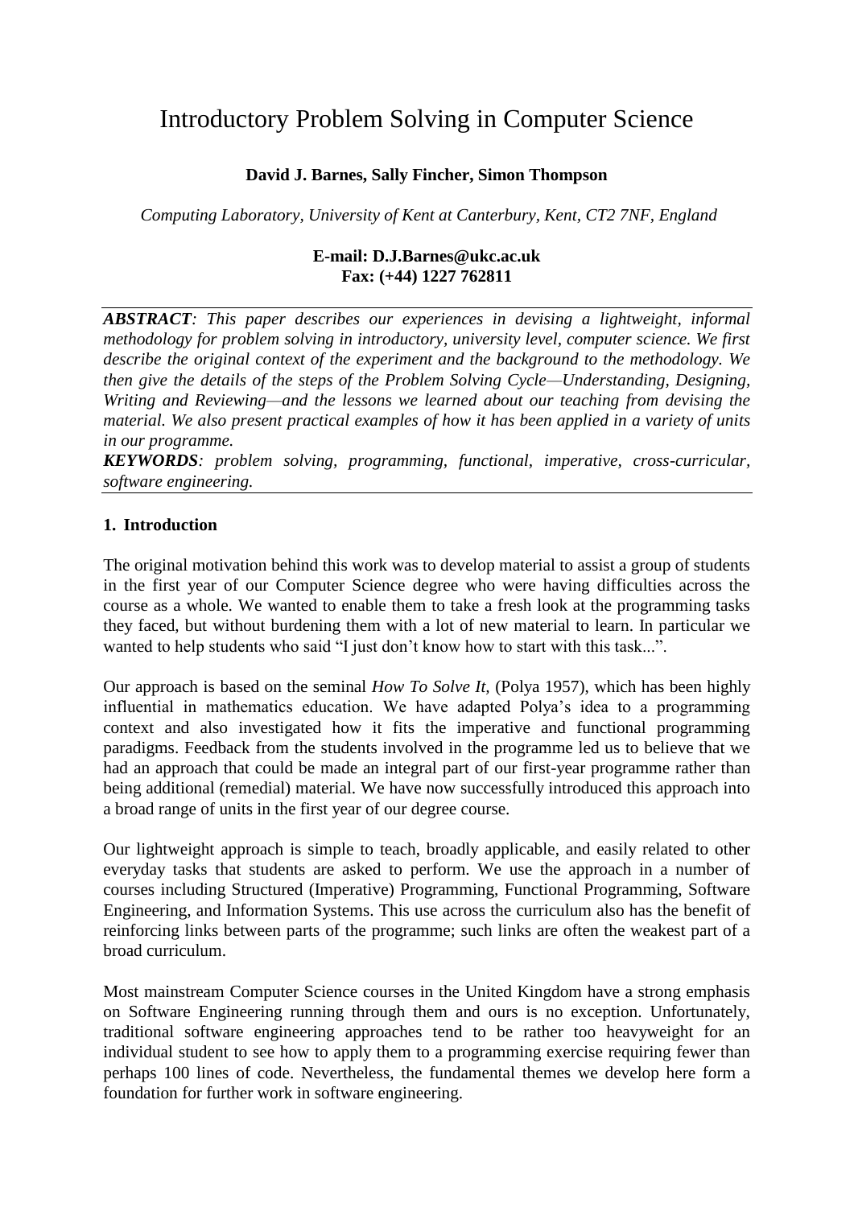# Introductory Problem Solving in Computer Science

**David J. Barnes, Sally Fincher, Simon Thompson**

*Computing Laboratory, University of Kent at Canterbury, Kent, CT2 7NF, England*

**E-mail: D.J.Barnes@ukc.ac.uk**
**Fax: (+44) 1227 762811**

***ABSTRACT**: This paper describes our experiences in devising a lightweight, informal methodology for problem solving in introductory, university level, computer science. We first describe the original context of the experiment and the background to the methodology. We then give the details of the steps of the Problem Solving Cycle—Understanding, Designing, Writing and Reviewing—and the lessons we learned about our teaching from devising the material. We also present practical examples of how it has been applied in a variety of units in our programme.*

***KEYWORDS**: problem solving, programming, functional, imperative, cross-curricular, software engineering.*

## 1. Introduction

The original motivation behind this work was to develop material to assist a group of students in the first year of our Computer Science degree who were having difficulties across the course as a whole. We wanted to enable them to take a fresh look at the programming tasks they faced, but without burdening them with a lot of new material to learn. In particular we wanted to help students who said "I just don't know how to start with this task...".

Our approach is based on the seminal *How To Solve It*, (Polya 1957), which has been highly influential in mathematics education. We have adapted Polya's idea to a programming context and also investigated how it fits the imperative and functional programming paradigms. Feedback from the students involved in the programme led us to believe that we had an approach that could be made an integral part of our first-year programme rather than being additional (remedial) material. We have now successfully introduced this approach into a broad range of units in the first year of our degree course.

Our lightweight approach is simple to teach, broadly applicable, and easily related to other everyday tasks that students are asked to perform. We use the approach in a number of courses including Structured (Imperative) Programming, Functional Programming, Software Engineering, and Information Systems. This use across the curriculum also has the benefit of reinforcing links between parts of the programme; such links are often the weakest part of a broad curriculum.

Most mainstream Computer Science courses in the United Kingdom have a strong emphasis on Software Engineering running through them and ours is no exception. Unfortunately, traditional software engineering approaches tend to be rather too heavyweight for an individual student to see how to apply them to a programming exercise requiring fewer than perhaps 100 lines of code. Nevertheless, the fundamental themes we develop here form a foundation for further work in software engineering.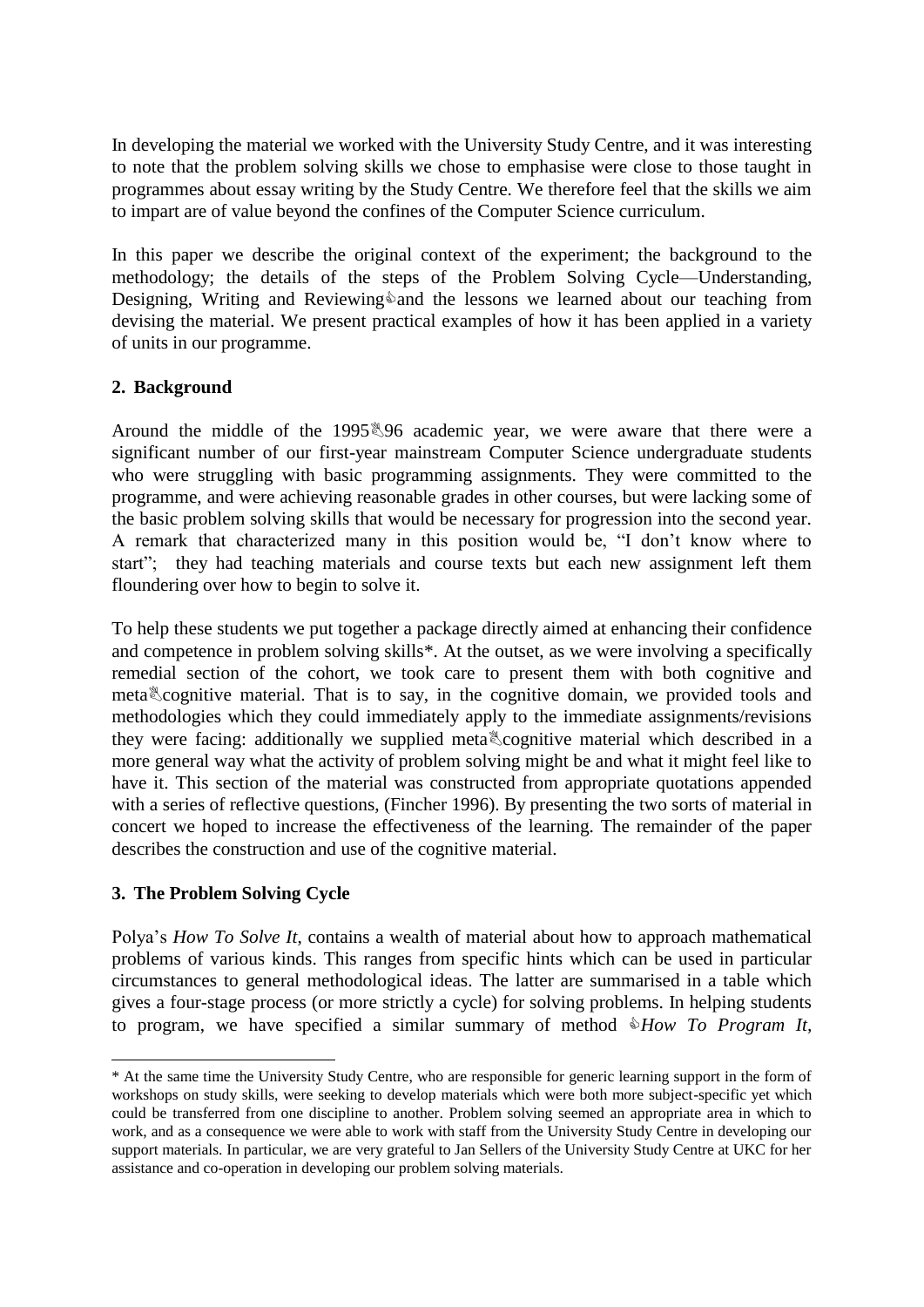In developing the material we worked with the University Study Centre, and it was interesting to note that the problem solving skills we chose to emphasise were close to those taught in programmes about essay writing by the Study Centre. We therefore feel that the skills we aim to impart are of value beyond the confines of the Computer Science curriculum.

In this paper we describe the original context of the experiment; the background to the methodology; the details of the steps of the Problem Solving Cycle—Understanding, Designing, Writing and Reviewing—and the lessons we learned about our teaching from devising the material. We present practical examples of how it has been applied in a variety of units in our programme.

## 2. Background

Around the middle of the 1995–96 academic year, we were aware that there were a significant number of our first-year mainstream Computer Science undergraduate students who were struggling with basic programming assignments. They were committed to the programme, and were achieving reasonable grades in other courses, but were lacking some of the basic problem solving skills that would be necessary for progression into the second year. A remark that characterized many in this position would be, "I don't know where to start"; they had teaching materials and course texts but each new assignment left them floundering over how to begin to solve it.

To help these students we put together a package directly aimed at enhancing their confidence and competence in problem solving skills*. At the outset, as we were involving a specifically remedial section of the cohort, we took care to present them with both cognitive and meta-cognitive material. That is to say, in the cognitive domain, we provided tools and methodologies which they could immediately apply to the immediate assignments/revisions they were facing: additionally we supplied meta-cognitive material which described in a more general way what the activity of problem solving might be and what it might feel like to have it. This section of the material was constructed from appropriate quotations appended with a series of reflective questions, (Fincher 1996). By presenting the two sorts of material in concert we hoped to increase the effectiveness of the learning. The remainder of the paper describes the construction and use of the cognitive material.

## 3. The Problem Solving Cycle

Polya's *How To Solve It*, contains a wealth of material about how to approach mathematical problems of various kinds. This ranges from specific hints which can be used in particular circumstances to general methodological ideas. The latter are summarised in a table which gives a four-stage process (or more strictly a cycle) for solving problems. In helping students to program, we have specified a similar summary of method—*How To Program It*,

---

* At the same time the University Study Centre, who are responsible for generic learning support in the form of workshops on study skills, were seeking to develop materials which were both more subject-specific yet which could be transferred from one discipline to another. Problem solving seemed an appropriate area in which to work, and as a consequence we were able to work with staff from the University Study Centre in developing our support materials. In particular, we are very grateful to Jan Sellers of the University Study Centre at UKC for her assistance and co-operation in developing our problem solving materials.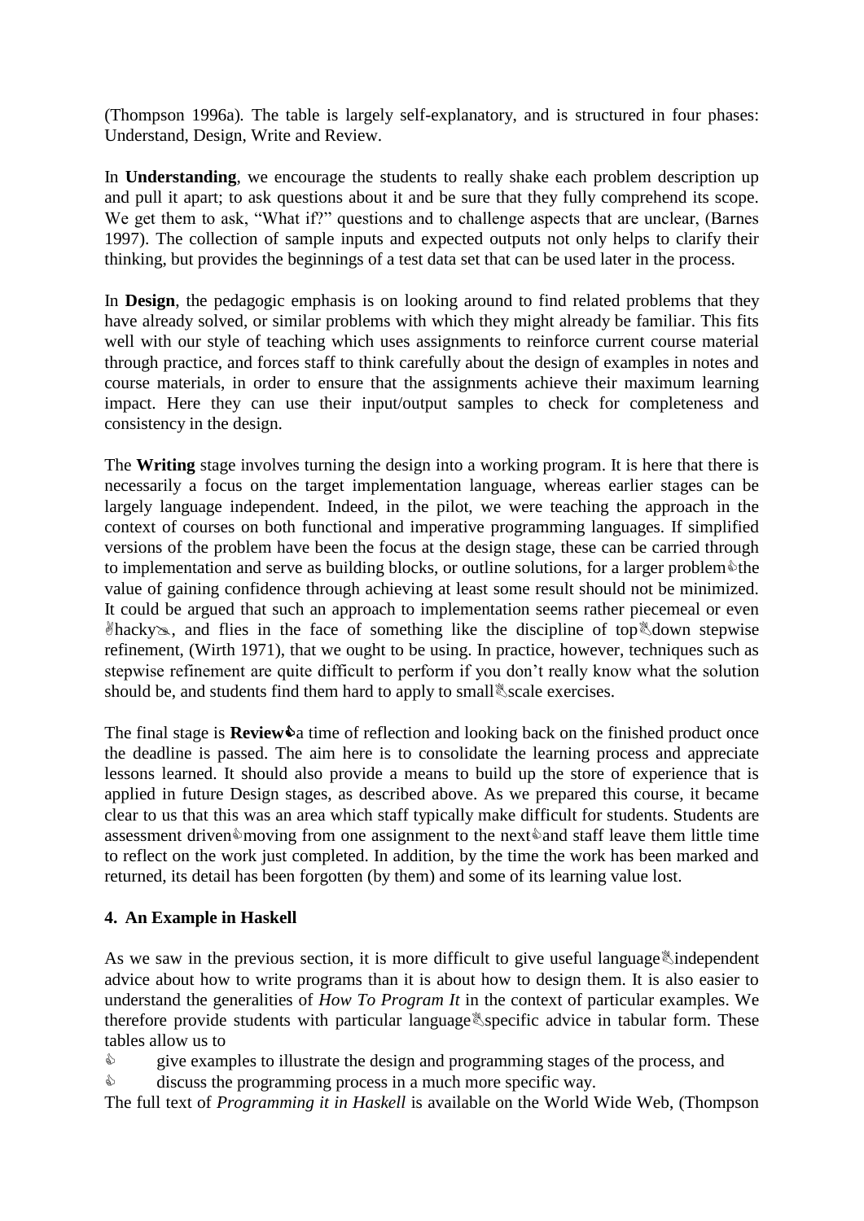(Thompson 1996a). The table is largely self-explanatory, and is structured in four phases: Understand, Design, Write and Review.

In **Understanding**, we encourage the students to really shake each problem description up and pull it apart; to ask questions about it and be sure that they fully comprehend its scope. We get them to ask, "What if?" questions and to challenge aspects that are unclear, (Barnes 1997). The collection of sample inputs and expected outputs not only helps to clarify their thinking, but provides the beginnings of a test data set that can be used later in the process.

In **Design**, the pedagogic emphasis is on looking around to find related problems that they have already solved, or similar problems with which they might already be familiar. This fits well with our style of teaching which uses assignments to reinforce current course material through practice, and forces staff to think carefully about the design of examples in notes and course materials, in order to ensure that the assignments achieve their maximum learning impact. Here they can use their input/output samples to check for completeness and consistency in the design.

The **Writing** stage involves turning the design into a working program. It is here that there is necessarily a focus on the target implementation language, whereas earlier stages can be largely language independent. Indeed, in the pilot, we were teaching the approach in the context of courses on both functional and imperative programming languages. If simplified versions of the problem have been the focus at the design stage, these can be carried through to implementation and serve as building blocks, or outline solutions, for a larger problem—the value of gaining confidence through achieving at least some result should not be minimized. It could be argued that such an approach to implementation seems rather piecemeal or even 'hacky', and flies in the face of something like the discipline of top-down stepwise refinement, (Wirth 1971), that we ought to be using. In practice, however, techniques such as stepwise refinement are quite difficult to perform if you don't really know what the solution should be, and students find them hard to apply to small-scale exercises.

The final stage is **Review**—a time of reflection and looking back on the finished product once the deadline is passed. The aim here is to consolidate the learning process and appreciate lessons learned. It should also provide a means to build up the store of experience that is applied in future Design stages, as described above. As we prepared this course, it became clear to us that this was an area which staff typically make difficult for students. Students are assessment driven—moving from one assignment to the next—and staff leave them little time to reflect on the work just completed. In addition, by the time the work has been marked and returned, its detail has been forgotten (by them) and some of its learning value lost.

### 4. An Example in Haskell

As we saw in the previous section, it is more difficult to give useful language-independent advice about how to write programs than it is about how to design them. It is also easier to understand the generalities of *How To Program It* in the context of particular examples. We therefore provide students with particular language-specific advice in tabular form. These tables allow us to

- give examples to illustrate the design and programming stages of the process, and
- discuss the programming process in a much more specific way.

The full text of *Programming it in Haskell* is available on the World Wide Web, (Thompson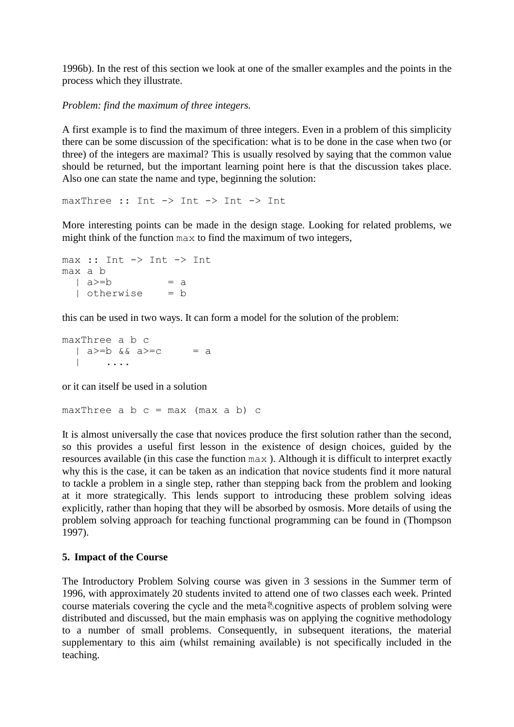1996b). In the rest of this section we look at one of the smaller examples and the points in the process which they illustrate.

*Problem: find the maximum of three integers.*

A first example is to find the maximum of three integers. Even in a problem of this simplicity there can be some discussion of the specification: what is to be done in the case when two (or three) of the integers are maximal? This is usually resolved by saying that the common value should be returned, but the important learning point here is that the discussion takes place. Also one can state the name and type, beginning the solution:

```
maxThree :: Int -> Int -> Int -> Int
```

More interesting points can be made in the design stage. Looking for related problems, we might think of the function `max` to find the maximum of two integers,

```
max :: Int -> Int -> Int
max a b
  | a>=b         = a
  | otherwise    = b
```

this can be used in two ways. It can form a model for the solution of the problem:

```
maxThree a b c
  | a>=b && a>=c     = a
  |     ....
```

or it can itself be used in a solution

```
maxThree a b c = max (max a b) c
```

It is almost universally the case that novices produce the first solution rather than the second, so this provides a useful first lesson in the existence of design choices, guided by the resources available (in this case the function `max` ). Although it is difficult to interpret exactly why this is the case, it can be taken as an indication that novice students find it more natural to tackle a problem in a single step, rather than stepping back from the problem and looking at it more strategically. This lends support to introducing these problem solving ideas explicitly, rather than hoping that they will be absorbed by osmosis. More details of using the problem solving approach for teaching functional programming can be found in (Thompson 1997).

**5. Impact of the Course**

The Introductory Problem Solving course was given in 3 sessions in the Summer term of 1996, with approximately 20 students invited to attend one of two classes each week. Printed course materials covering the cycle and the meta✎cognitive aspects of problem solving were distributed and discussed, but the main emphasis was on applying the cognitive methodology to a number of small problems. Consequently, in subsequent iterations, the material supplementary to this aim (whilst remaining available) is not specifically included in the teaching.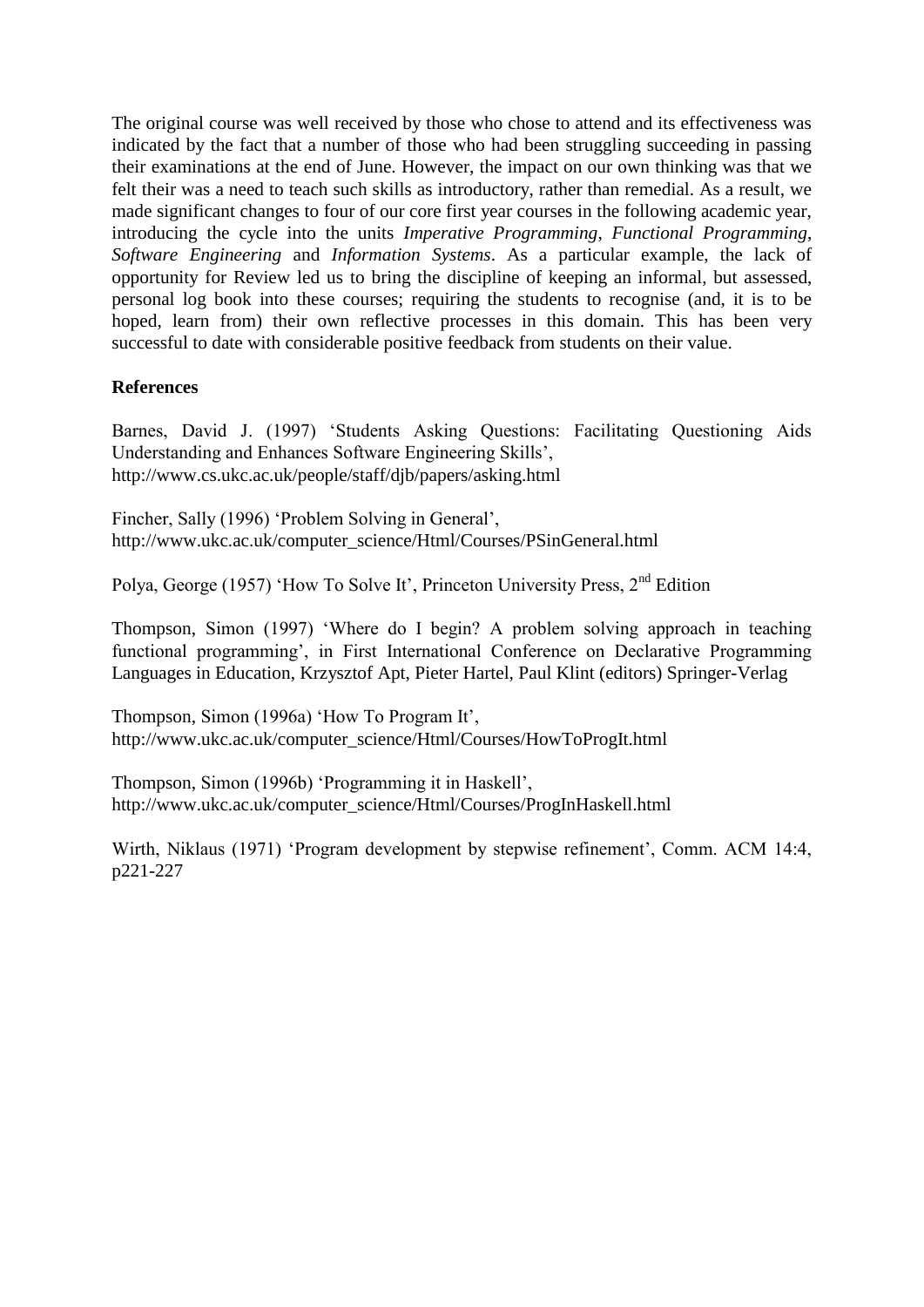The original course was well received by those who chose to attend and its effectiveness was indicated by the fact that a number of those who had been struggling succeeding in passing their examinations at the end of June. However, the impact on our own thinking was that we felt their was a need to teach such skills as introductory, rather than remedial. As a result, we made significant changes to four of our core first year courses in the following academic year, introducing the cycle into the units *Imperative Programming*, *Functional Programming*, *Software Engineering* and *Information Systems*. As a particular example, the lack of opportunity for Review led us to bring the discipline of keeping an informal, but assessed, personal log book into these courses; requiring the students to recognise (and, it is to be hoped, learn from) their own reflective processes in this domain. This has been very successful to date with considerable positive feedback from students on their value.

**References**

Barnes, David J. (1997) 'Students Asking Questions: Facilitating Questioning Aids Understanding and Enhances Software Engineering Skills', http://www.cs.ukc.ac.uk/people/staff/djb/papers/asking.html

Fincher, Sally (1996) 'Problem Solving in General', http://www.ukc.ac.uk/computer_science/Html/Courses/PSinGeneral.html

Polya, George (1957) 'How To Solve It', Princeton University Press, 2nd Edition

Thompson, Simon (1997) 'Where do I begin? A problem solving approach in teaching functional programming', in First International Conference on Declarative Programming Languages in Education, Krzysztof Apt, Pieter Hartel, Paul Klint (editors) Springer-Verlag

Thompson, Simon (1996a) 'How To Program It', http://www.ukc.ac.uk/computer_science/Html/Courses/HowToProgIt.html

Thompson, Simon (1996b) 'Programming it in Haskell', http://www.ukc.ac.uk/computer_science/Html/Courses/ProgInHaskell.html

Wirth, Niklaus (1971) 'Program development by stepwise refinement', Comm. ACM 14:4, p221-227